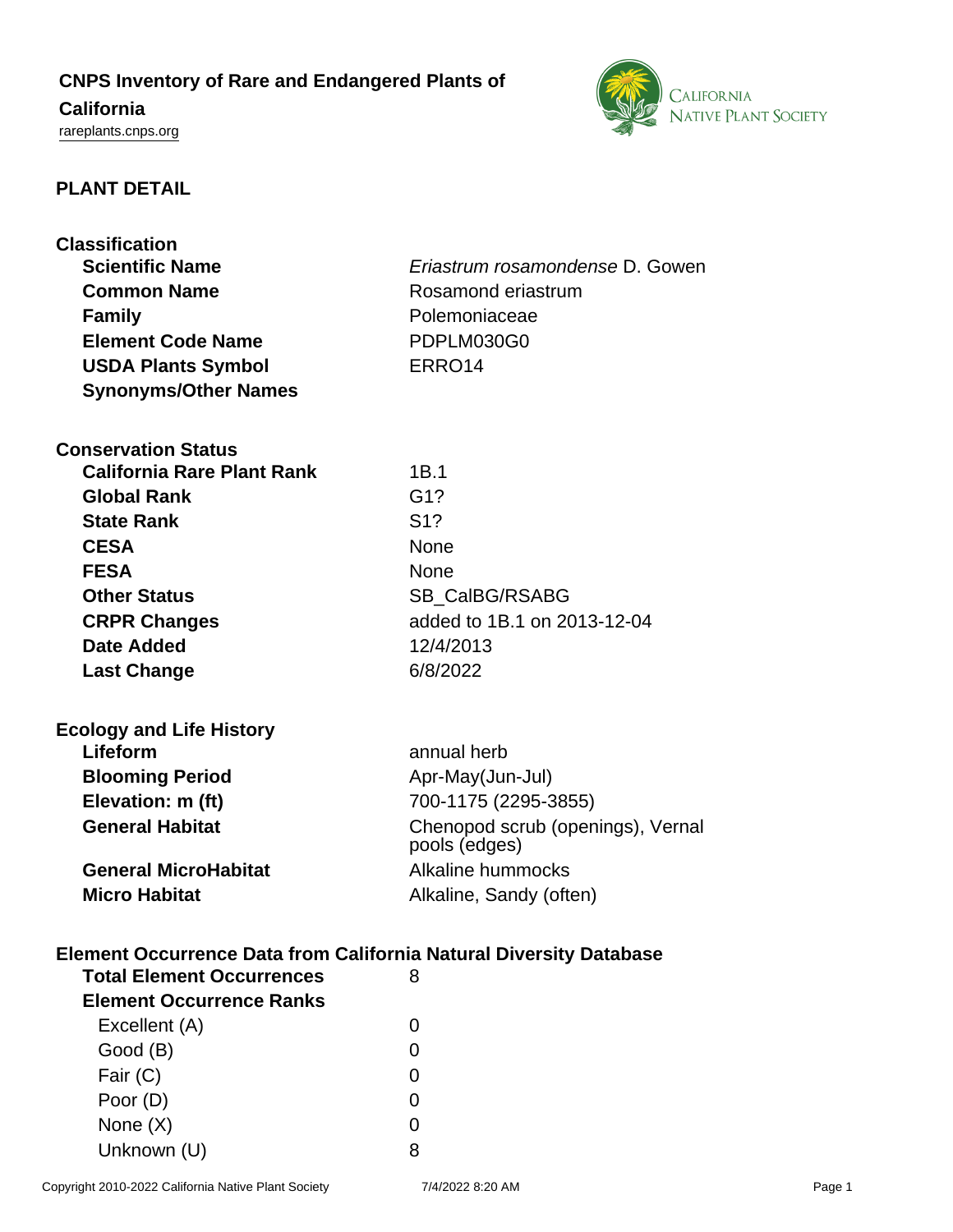# CNPS Inventory of Rare and Endangered Plants of California

rareplants.cnps.org

## PLANT DETAIL

### Classification

| | |
|---|---|
| **Scientific Name** | *Eriastrum rosamondense* D. Gowen |
| **Common Name** | Rosamond eriastrum |
| **Family** | Polemoniaceae |
| **Element Code Name** | PDPLM030G0 |
| **USDA Plants Symbol** | ERRO14 |
| **Synonyms/Other Names** | |

### Conservation Status

| | |
|---|---|
| **California Rare Plant Rank** | 1B.1 |
| **Global Rank** | G1? |
| **State Rank** | S1? |
| **CESA** | None |
| **FESA** | None |
| **Other Status** | SB_CalBG/RSABG |
| **CRPR Changes** | added to 1B.1 on 2013-12-04 |
| **Date Added** | 12/4/2013 |
| **Last Change** | 6/8/2022 |

### Ecology and Life History

| | |
|---|---|
| **Lifeform** | annual herb |
| **Blooming Period** | Apr-May(Jun-Jul) |
| **Elevation: m (ft)** | 700-1175 (2295-3855) |
| **General Habitat** | Chenopod scrub (openings), Vernal pools (edges) |
| **General MicroHabitat** | Alkaline hummocks |
| **Micro Habitat** | Alkaline, Sandy (often) |

### Element Occurrence Data from California Natural Diversity Database

| | |
|---|---|
| **Total Element Occurrences** | 8 |
| **Element Occurrence Ranks** | |
| Excellent (A) | 0 |
| Good (B) | 0 |
| Fair (C) | 0 |
| Poor (D) | 0 |
| None (X) | 0 |
| Unknown (U) | 8 |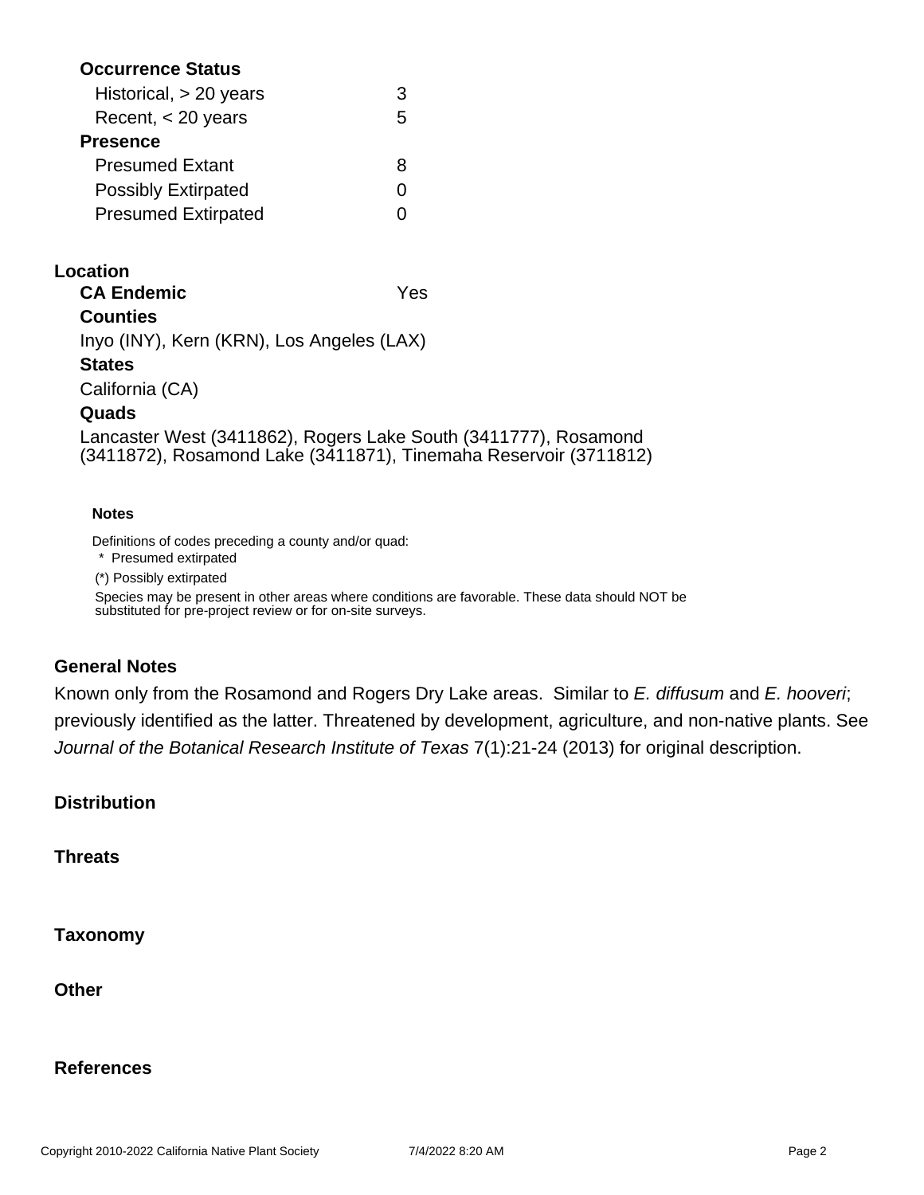**Occurrence Status**

| | |
|---|---|
| Historical, > 20 years | 3 |
| Recent, < 20 years | 5 |

**Presence**

| | |
|---|---|
| Presumed Extant | 8 |
| Possibly Extirpated | 0 |
| Presumed Extirpated | 0 |

## Location

**CA Endemic** Yes

**Counties**

Inyo (INY), Kern (KRN), Los Angeles (LAX)

**States**

California (CA)

**Quads**

Lancaster West (3411862), Rogers Lake South (3411777), Rosamond (3411872), Rosamond Lake (3411871), Tinemaha Reservoir (3711812)

**Notes**

Definitions of codes preceding a county and/or quad:

* Presumed extirpated

(*) Possibly extirpated

Species may be present in other areas where conditions are favorable. These data should NOT be substituted for pre-project review or for on-site surveys.

## General Notes

Known only from the Rosamond and Rogers Dry Lake areas. Similar to *E. diffusum* and *E. hooveri*; previously identified as the latter. Threatened by development, agriculture, and non-native plants. See *Journal of the Botanical Research Institute of Texas* 7(1):21-24 (2013) for original description.

## Distribution

## Threats

## Taxonomy

## Other

## References